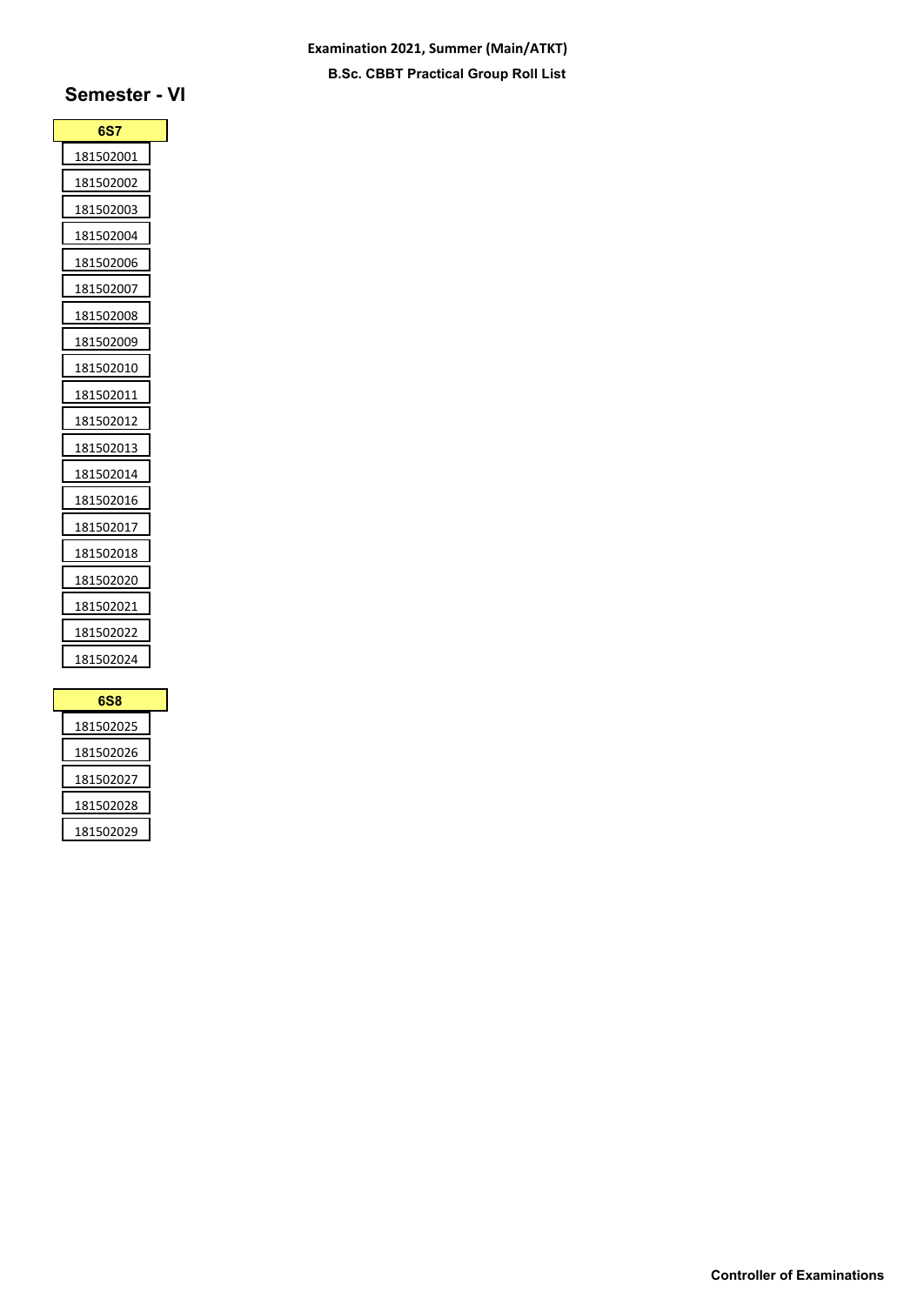**Examination 2021, Summer (Main/ATKT)**

**B.Sc. CBBT Practical Group Roll List**

## Semester - VI

| 6S7 |
|---|
| 181502001 |
| 181502002 |
| 181502003 |
| 181502004 |
| 181502006 |
| 181502007 |
| 181502008 |
| 181502009 |
| 181502010 |
| 181502011 |
| 181502012 |
| 181502013 |
| 181502014 |
| 181502016 |
| 181502017 |
| 181502018 |
| 181502020 |
| 181502021 |
| 181502022 |
| 181502024 |

| 6S8 |
|---|
| 181502025 |
| 181502026 |
| 181502027 |
| 181502028 |
| 181502029 |

**Controller of Examinations**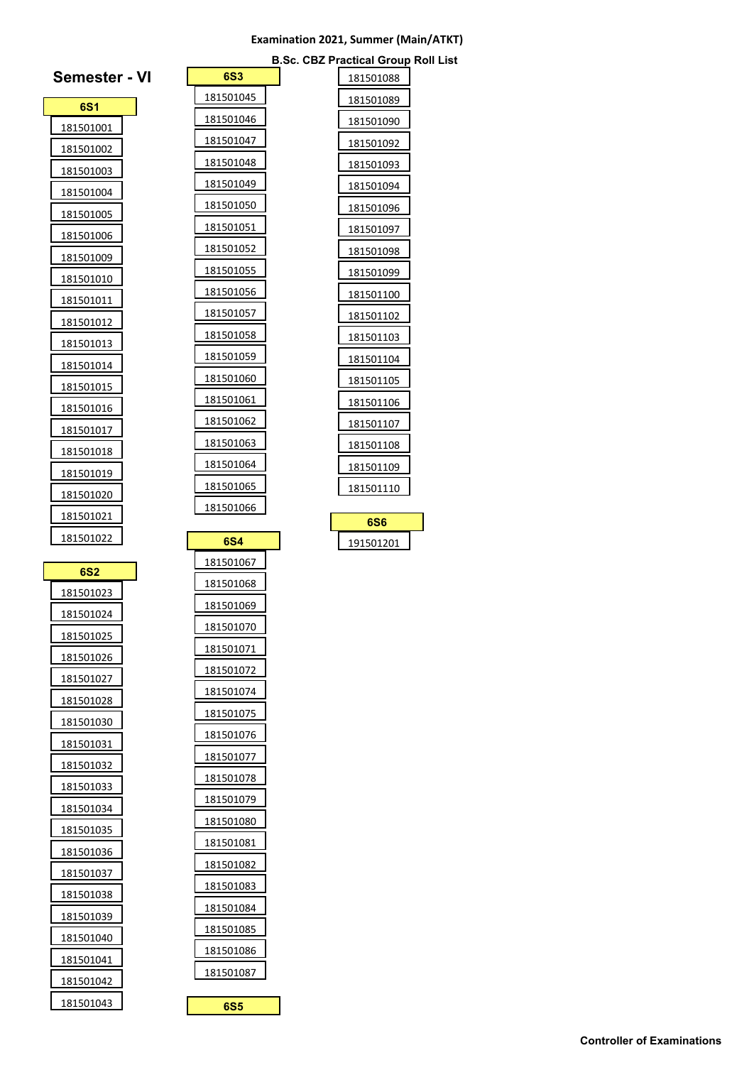**Examination 2021, Summer (Main/ATKT)**

**B.Sc. CBZ Practical Group Roll List**

## Semester - VI

| 6S1 |
|---|
| 181501001 |
| 181501002 |
| 181501003 |
| 181501004 |
| 181501005 |
| 181501006 |
| 181501009 |
| 181501010 |
| 181501011 |
| 181501012 |
| 181501013 |
| 181501014 |
| 181501015 |
| 181501016 |
| 181501017 |
| 181501018 |
| 181501019 |
| 181501020 |
| 181501021 |
| 181501022 |

| 6S2 |
|---|
| 181501023 |
| 181501024 |
| 181501025 |
| 181501026 |
| 181501027 |
| 181501028 |
| 181501030 |
| 181501031 |
| 181501032 |
| 181501033 |
| 181501034 |
| 181501035 |
| 181501036 |
| 181501037 |
| 181501038 |
| 181501039 |
| 181501040 |
| 181501041 |
| 181501042 |
| 181501043 |

| 6S3 |
|---|
| 181501045 |
| 181501046 |
| 181501047 |
| 181501048 |
| 181501049 |
| 181501050 |
| 181501051 |
| 181501052 |
| 181501055 |
| 181501056 |
| 181501057 |
| 181501058 |
| 181501059 |
| 181501060 |
| 181501061 |
| 181501062 |
| 181501063 |
| 181501064 |
| 181501065 |
| 181501066 |

| 6S4 |
|---|
| 181501067 |
| 181501068 |
| 181501069 |
| 181501070 |
| 181501071 |
| 181501072 |
| 181501074 |
| 181501075 |
| 181501076 |
| 181501077 |
| 181501078 |
| 181501079 |
| 181501080 |
| 181501081 |
| 181501082 |
| 181501083 |
| 181501084 |
| 181501085 |
| 181501086 |
| 181501087 |

| 6S5 |
|---|
| 181501088 |
| 181501089 |
| 181501090 |
| 181501092 |
| 181501093 |
| 181501094 |
| 181501096 |
| 181501097 |
| 181501098 |
| 181501099 |
| 181501100 |
| 181501102 |
| 181501103 |
| 181501104 |
| 181501105 |
| 181501106 |
| 181501107 |
| 181501108 |
| 181501109 |
| 181501110 |

| 6S6 |
|---|
| 191501201 |

**Controller of Examinations**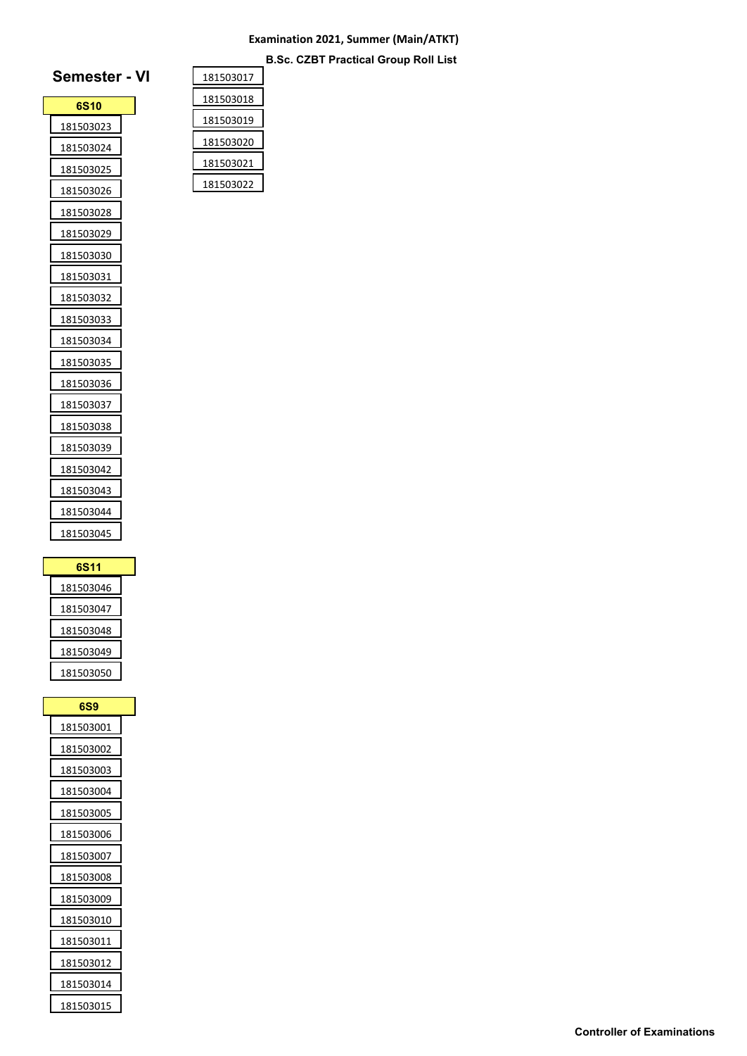**Examination 2021, Summer (Main/ATKT)**

**B.Sc. CZBT Practical Group Roll List**

# Semester - VI

| 6S10 |
|---|
| 181503023 |
| 181503024 |
| 181503025 |
| 181503026 |
| 181503028 |
| 181503029 |
| 181503030 |
| 181503031 |
| 181503032 |
| 181503033 |
| 181503034 |
| 181503035 |
| 181503036 |
| 181503037 |
| 181503038 |
| 181503039 |
| 181503042 |
| 181503043 |
| 181503044 |
| 181503045 |

| 6S11 |
|---|
| 181503046 |
| 181503047 |
| 181503048 |
| 181503049 |
| 181503050 |

| 6S9 |
|---|
| 181503001 |
| 181503002 |
| 181503003 |
| 181503004 |
| 181503005 |
| 181503006 |
| 181503007 |
| 181503008 |
| 181503009 |
| 181503010 |
| 181503011 |
| 181503012 |
| 181503014 |
| 181503015 |
| 181503017 |
| 181503018 |
| 181503019 |
| 181503020 |
| 181503021 |
| 181503022 |

**Controller of Examinations**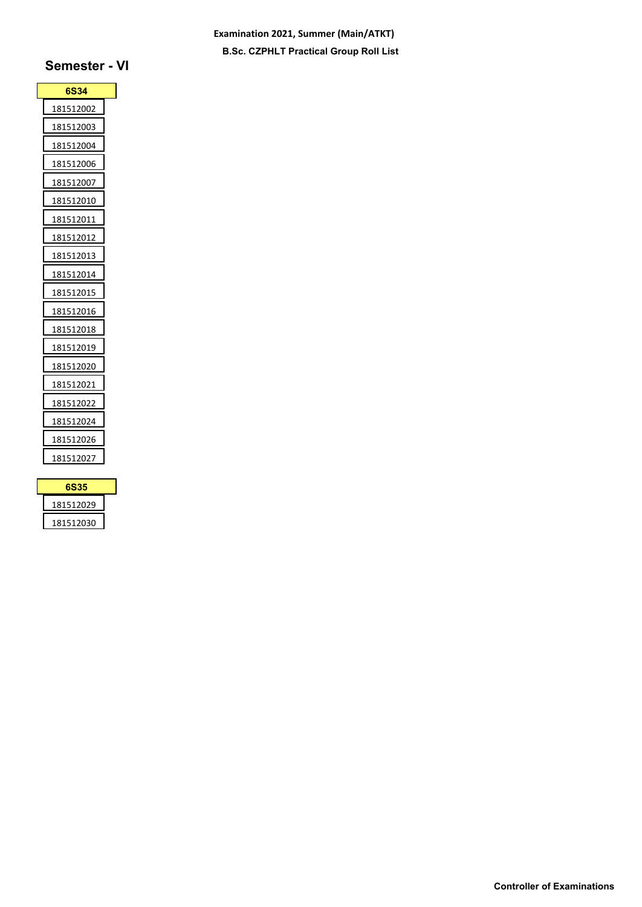Examination 2021, Summer (Main/ATKT)

**B.Sc. CZPHLT Practical Group Roll List**

## Semester - VI

| 6S34 |
|---|
| 181512002 |
| 181512003 |
| 181512004 |
| 181512006 |
| 181512007 |
| 181512010 |
| 181512011 |
| 181512012 |
| 181512013 |
| 181512014 |
| 181512015 |
| 181512016 |
| 181512018 |
| 181512019 |
| 181512020 |
| 181512021 |
| 181512022 |
| 181512024 |
| 181512026 |
| 181512027 |

| 6S35 |
|---|
| 181512029 |
| 181512030 |

**Controller of Examinations**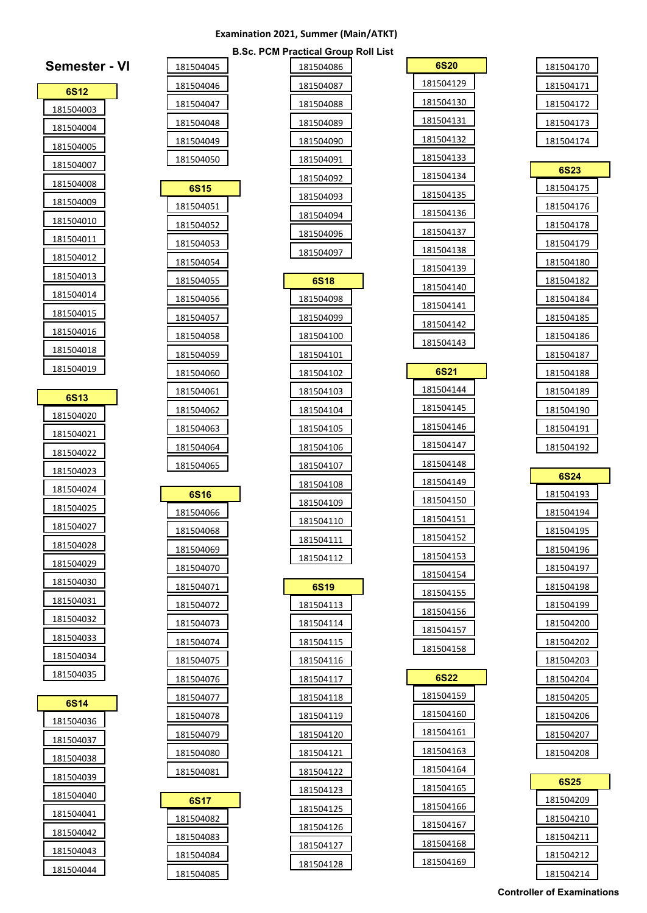Examination 2021, Summer (Main/ATKT)

B.Sc. PCM Practical Group Roll List

## Semester - VI

**6S12**

181504003
181504004
181504005
181504007
181504008
181504009
181504010
181504011
181504012
181504013
181504014
181504015
181504016
181504018
181504019

**6S13**

181504020
181504021
181504022
181504023
181504024
181504025
181504027
181504028
181504029
181504030
181504031
181504032
181504033
181504034
181504035

**6S14**

181504036
181504037
181504038
181504039
181504040
181504041
181504042
181504043
181504044
181504045
181504046
181504047
181504048
181504049
181504050

**6S15**

181504051
181504052
181504053
181504054
181504055
181504056
181504057
181504058
181504059
181504060
181504061
181504062
181504063
181504064
181504065

**6S16**

181504066
181504068
181504069
181504070
181504071
181504072
181504073
181504074
181504075
181504076
181504077
181504078
181504079
181504080
181504081

**6S17**

181504082
181504083
181504084
181504085
181504086
181504087
181504088
181504089
181504090
181504091
181504092
181504093
181504094
181504096
181504097

**6S18**

181504098
181504099
181504100
181504101
181504102
181504103
181504104
181504105
181504106
181504107
181504108
181504109
181504110
181504111
181504112

**6S19**

181504113
181504114
181504115
181504116
181504117
181504118
181504119
181504120
181504121
181504122
181504123
181504125
181504126
181504127
181504128

**6S20**

181504129
181504130
181504131
181504132
181504133
181504134
181504135
181504136
181504137
181504138
181504139
181504140
181504141
181504142
181504143

**6S21**

181504144
181504145
181504146
181504147
181504148
181504149
181504150
181504151
181504152
181504153
181504154
181504155
181504156
181504157
181504158

**6S22**

181504159
181504160
181504161
181504163
181504164
181504165
181504166
181504167
181504168
181504169
181504170
181504171
181504172
181504173
181504174

**6S23**

181504175
181504176
181504178
181504179
181504180
181504182
181504184
181504185
181504186
181504187
181504188
181504189
181504190
181504191
181504192

**6S24**

181504193
181504194
181504195
181504196
181504197
181504198
181504199
181504200
181504202
181504203
181504204
181504205
181504206
181504207
181504208

**6S25**

181504209
181504210
181504211
181504212
181504214

**Controller of Examinations**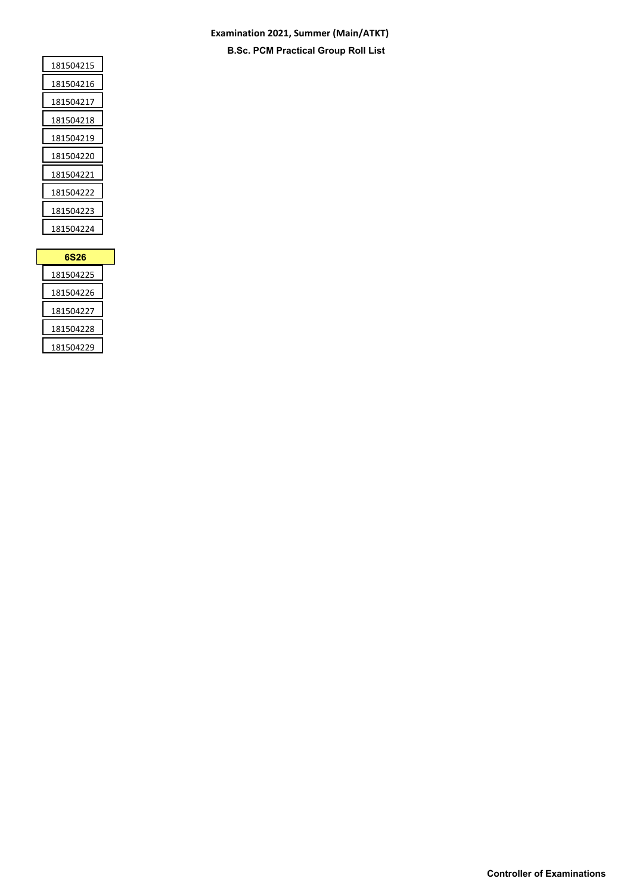**Examination 2021, Summer (Main/ATKT)**

**B.Sc. PCM Practical Group Roll List**

| |
|---|
| 181504215 |
| 181504216 |
| 181504217 |
| 181504218 |
| 181504219 |
| 181504220 |
| 181504221 |
| 181504222 |
| 181504223 |
| 181504224 |

| **6S26** |
|---|
| 181504225 |
| 181504226 |
| 181504227 |
| 181504228 |
| 181504229 |

**Controller of Examinations**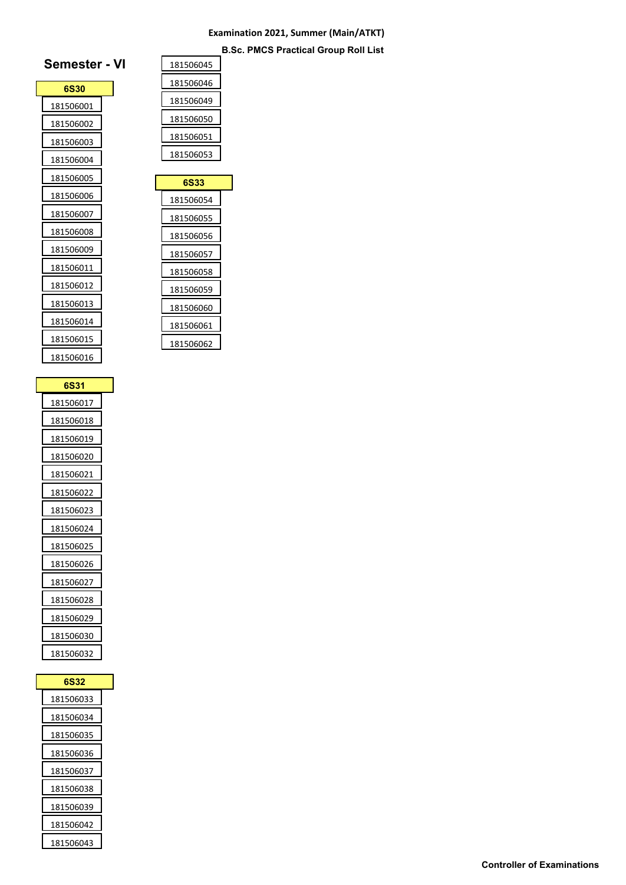**Examination 2021, Summer (Main/ATKT)**

**B.Sc. PMCS Practical Group Roll List**

## Semester - VI

| 6S30 |
|---|
| 181506001 |
| 181506002 |
| 181506003 |
| 181506004 |
| 181506005 |
| 181506006 |
| 181506007 |
| 181506008 |
| 181506009 |
| 181506011 |
| 181506012 |
| 181506013 |
| 181506014 |
| 181506015 |
| 181506016 |

| 6S31 |
|---|
| 181506017 |
| 181506018 |
| 181506019 |
| 181506020 |
| 181506021 |
| 181506022 |
| 181506023 |
| 181506024 |
| 181506025 |
| 181506026 |
| 181506027 |
| 181506028 |
| 181506029 |
| 181506030 |
| 181506032 |

| 6S32 |
|---|
| 181506033 |
| 181506034 |
| 181506035 |
| 181506036 |
| 181506037 |
| 181506038 |
| 181506039 |
| 181506042 |
| 181506043 |
| 181506045 |
| 181506046 |
| 181506049 |
| 181506050 |
| 181506051 |
| 181506053 |

| 6S33 |
|---|
| 181506054 |
| 181506055 |
| 181506056 |
| 181506057 |
| 181506058 |
| 181506059 |
| 181506060 |
| 181506061 |
| 181506062 |

**Controller of Examinations**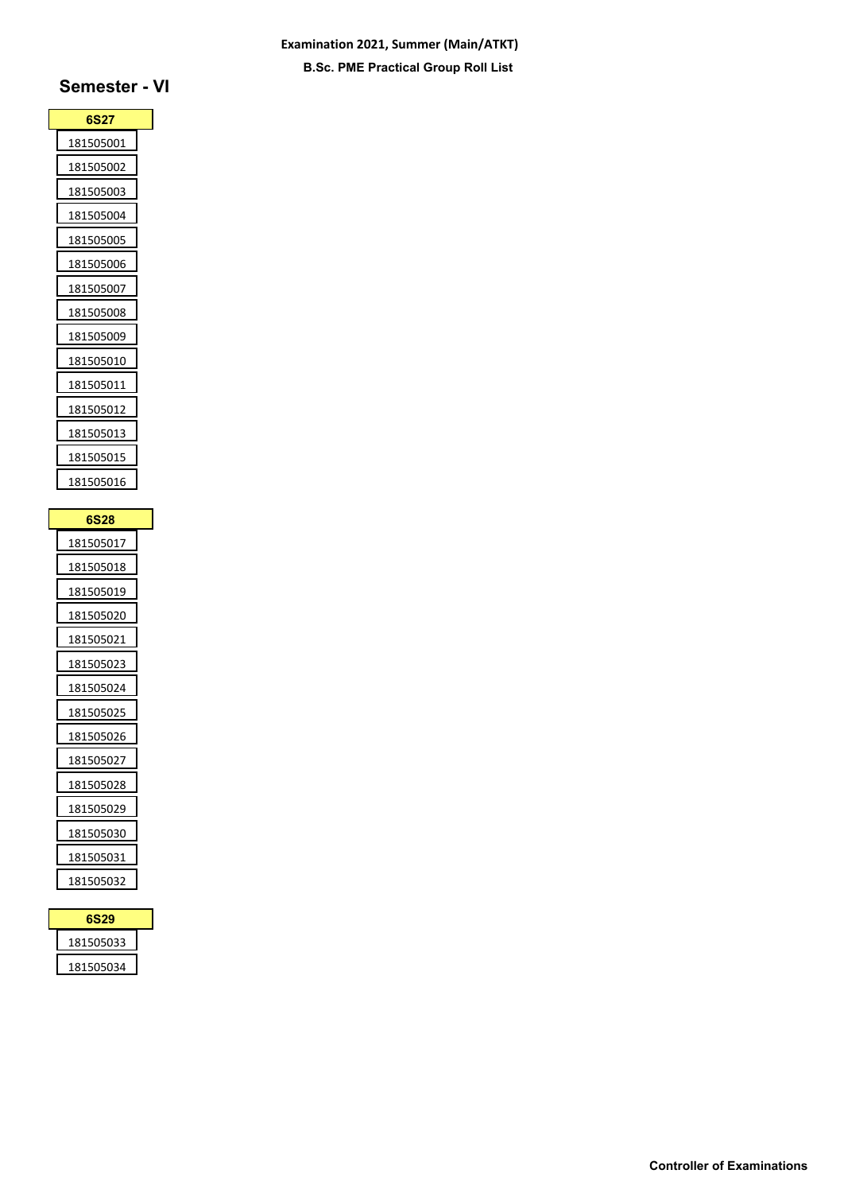Examination 2021, Summer (Main/ATKT)

**B.Sc. PME Practical Group Roll List**

## Semester - VI

| 6S27 |
| --- |
| 181505001 |
| 181505002 |
| 181505003 |
| 181505004 |
| 181505005 |
| 181505006 |
| 181505007 |
| 181505008 |
| 181505009 |
| 181505010 |
| 181505011 |
| 181505012 |
| 181505013 |
| 181505015 |
| 181505016 |

| 6S28 |
| --- |
| 181505017 |
| 181505018 |
| 181505019 |
| 181505020 |
| 181505021 |
| 181505023 |
| 181505024 |
| 181505025 |
| 181505026 |
| 181505027 |
| 181505028 |
| 181505029 |
| 181505030 |
| 181505031 |
| 181505032 |

| 6S29 |
| --- |
| 181505033 |
| 181505034 |

**Controller of Examinations**